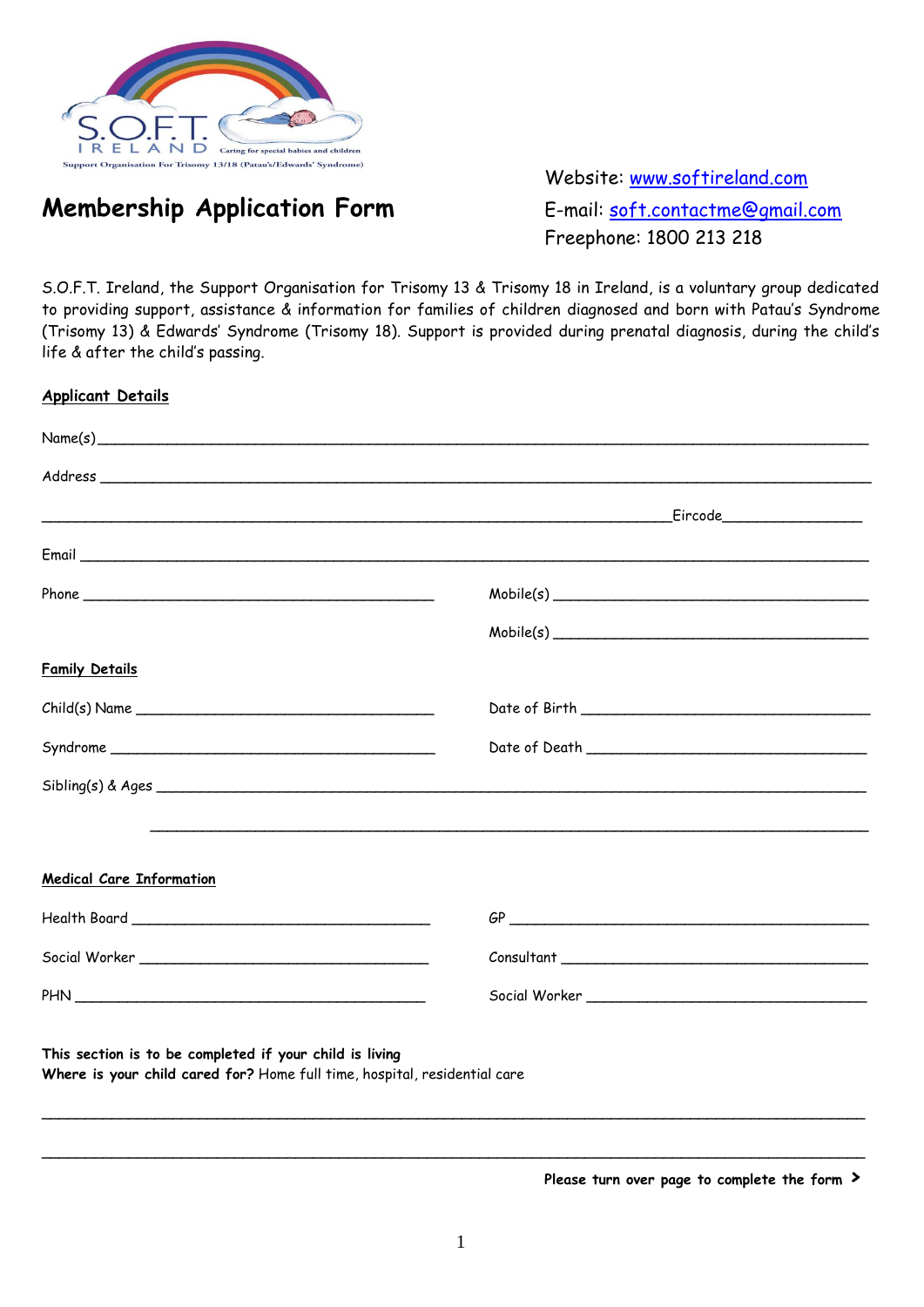S.O.F.T. IRELAND
Caring for special babies and children
Support Organisation For Trisomy 13/18 (Patau's/Edwards' Syndrome)

# Membership Application Form

Website: [www.softireland.com](http://www.softireland.com)
E-mail: [soft.contactme@gmail.com](mailto:soft.contactme@gmail.com)
Freephone: 1800 213 218

S.O.F.T. Ireland, the Support Organisation for Trisomy 13 & Trisomy 18 in Ireland, is a voluntary group dedicated to providing support, assistance & information for families of children diagnosed and born with Patau's Syndrome (Trisomy 13) & Edwards' Syndrome (Trisomy 18). Support is provided during prenatal diagnosis, during the child's life & after the child's passing.

## Applicant Details

Name(s)\_\_\_\_\_\_\_\_\_\_\_\_\_\_\_\_\_\_\_\_\_\_\_\_\_\_\_\_\_\_\_\_\_\_\_\_\_\_\_\_\_\_\_\_

Address \_\_\_\_\_\_\_\_\_\_\_\_\_\_\_\_\_\_\_\_\_\_\_\_\_\_\_\_\_\_\_\_\_\_\_\_\_\_\_\_\_\_\_\_

\_\_\_\_\_\_\_\_\_\_\_\_\_\_\_\_\_\_\_\_\_\_\_\_\_\_\_\_\_\_\_\_\_\_\_\_ Eircode\_\_\_\_\_\_\_\_\_\_\_\_

Email \_\_\_\_\_\_\_\_\_\_\_\_\_\_\_\_\_\_\_\_\_\_\_\_\_\_\_\_\_\_\_\_\_\_\_\_\_\_\_\_\_\_\_\_

Phone \_\_\_\_\_\_\_\_\_\_\_\_\_\_\_\_\_\_\_\_\_\_ Mobile(s) \_\_\_\_\_\_\_\_\_\_\_\_\_\_\_\_\_\_\_\_\_\_

Mobile(s) \_\_\_\_\_\_\_\_\_\_\_\_\_\_\_\_\_\_\_\_\_\_

## Family Details

Child(s) Name \_\_\_\_\_\_\_\_\_\_\_\_\_\_\_\_\_\_\_\_\_\_ Date of Birth \_\_\_\_\_\_\_\_\_\_\_\_\_\_\_\_\_\_\_\_\_\_

Syndrome \_\_\_\_\_\_\_\_\_\_\_\_\_\_\_\_\_\_\_\_\_\_ Date of Death \_\_\_\_\_\_\_\_\_\_\_\_\_\_\_\_\_\_\_\_\_\_

Sibling(s) & Ages \_\_\_\_\_\_\_\_\_\_\_\_\_\_\_\_\_\_\_\_\_\_\_\_\_\_\_\_\_\_\_\_\_\_\_\_\_\_\_\_\_\_\_\_

\_\_\_\_\_\_\_\_\_\_\_\_\_\_\_\_\_\_\_\_\_\_\_\_\_\_\_\_\_\_\_\_\_\_\_\_\_\_\_\_\_\_\_\_

## Medical Care Information

Health Board \_\_\_\_\_\_\_\_\_\_\_\_\_\_\_\_\_\_\_\_\_\_ GP \_\_\_\_\_\_\_\_\_\_\_\_\_\_\_\_\_\_\_\_\_\_

Social Worker \_\_\_\_\_\_\_\_\_\_\_\_\_\_\_\_\_\_\_\_\_\_ Consultant \_\_\_\_\_\_\_\_\_\_\_\_\_\_\_\_\_\_\_\_\_\_

PHN \_\_\_\_\_\_\_\_\_\_\_\_\_\_\_\_\_\_\_\_\_\_ Social Worker \_\_\_\_\_\_\_\_\_\_\_\_\_\_\_\_\_\_\_\_\_\_

**This section is to be completed if your child is living**
**Where is your child cared for?** Home full time, hospital, residential care

\_\_\_\_\_\_\_\_\_\_\_\_\_\_\_\_\_\_\_\_\_\_\_\_\_\_\_\_\_\_\_\_\_\_\_\_\_\_\_\_\_\_\_\_

\_\_\_\_\_\_\_\_\_\_\_\_\_\_\_\_\_\_\_\_\_\_\_\_\_\_\_\_\_\_\_\_\_\_\_\_\_\_\_\_\_\_\_\_

**Please turn over page to complete the form >**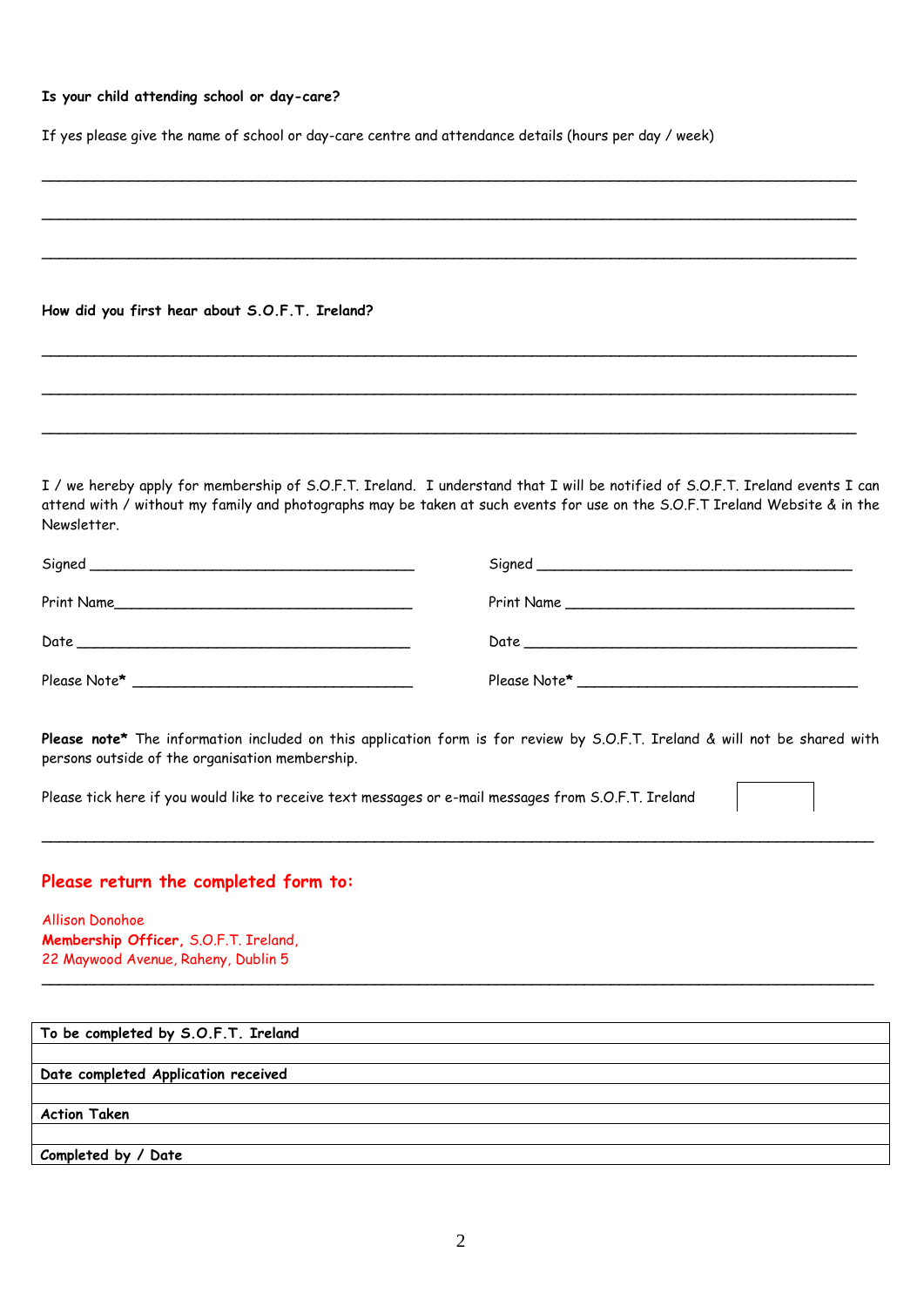**Is your child attending school or day-care?**

If yes please give the name of school or day-care centre and attendance details (hours per day / week)

\_\_\_\_\_\_\_\_\_\_\_\_\_\_\_\_\_\_\_\_\_\_\_\_\_\_\_\_\_\_\_\_\_\_\_\_\_\_\_\_\_\_\_\_\_\_\_\_\_\_\_\_\_\_\_\_\_\_\_\_\_\_\_\_\_\_\_\_\_\_\_\_\_\_\_\_

\_\_\_\_\_\_\_\_\_\_\_\_\_\_\_\_\_\_\_\_\_\_\_\_\_\_\_\_\_\_\_\_\_\_\_\_\_\_\_\_\_\_\_\_\_\_\_\_\_\_\_\_\_\_\_\_\_\_\_\_\_\_\_\_\_\_\_\_\_\_\_\_\_\_\_\_

\_\_\_\_\_\_\_\_\_\_\_\_\_\_\_\_\_\_\_\_\_\_\_\_\_\_\_\_\_\_\_\_\_\_\_\_\_\_\_\_\_\_\_\_\_\_\_\_\_\_\_\_\_\_\_\_\_\_\_\_\_\_\_\_\_\_\_\_\_\_\_\_\_\_\_\_

**How did you first hear about S.O.F.T. Ireland?**

\_\_\_\_\_\_\_\_\_\_\_\_\_\_\_\_\_\_\_\_\_\_\_\_\_\_\_\_\_\_\_\_\_\_\_\_\_\_\_\_\_\_\_\_\_\_\_\_\_\_\_\_\_\_\_\_\_\_\_\_\_\_\_\_\_\_\_\_\_\_\_\_\_\_\_\_

\_\_\_\_\_\_\_\_\_\_\_\_\_\_\_\_\_\_\_\_\_\_\_\_\_\_\_\_\_\_\_\_\_\_\_\_\_\_\_\_\_\_\_\_\_\_\_\_\_\_\_\_\_\_\_\_\_\_\_\_\_\_\_\_\_\_\_\_\_\_\_\_\_\_\_\_

\_\_\_\_\_\_\_\_\_\_\_\_\_\_\_\_\_\_\_\_\_\_\_\_\_\_\_\_\_\_\_\_\_\_\_\_\_\_\_\_\_\_\_\_\_\_\_\_\_\_\_\_\_\_\_\_\_\_\_\_\_\_\_\_\_\_\_\_\_\_\_\_\_\_\_\_

I / we hereby apply for membership of S.O.F.T. Ireland. I understand that I will be notified of S.O.F.T. Ireland events I can attend with / without my family and photographs may be taken at such events for use on the S.O.F.T Ireland Website & in the Newsletter.

Signed \_\_\_\_\_\_\_\_\_\_\_\_\_\_\_\_\_\_\_\_\_\_\_\_\_\_\_\_\_\_ Signed \_\_\_\_\_\_\_\_\_\_\_\_\_\_\_\_\_\_\_\_\_\_\_\_\_\_\_\_\_\_

Print Name\_\_\_\_\_\_\_\_\_\_\_\_\_\_\_\_\_\_\_\_\_\_\_\_\_\_\_ Print Name \_\_\_\_\_\_\_\_\_\_\_\_\_\_\_\_\_\_\_\_\_\_\_\_\_\_\_

Date \_\_\_\_\_\_\_\_\_\_\_\_\_\_\_\_\_\_\_\_\_\_\_\_\_\_\_\_\_\_\_\_ Date \_\_\_\_\_\_\_\_\_\_\_\_\_\_\_\_\_\_\_\_\_\_\_\_\_\_\_\_\_\_\_\_

Please Note* \_\_\_\_\_\_\_\_\_\_\_\_\_\_\_\_\_\_\_\_\_\_\_\_\_\_ Please Note* \_\_\_\_\_\_\_\_\_\_\_\_\_\_\_\_\_\_\_\_\_\_\_\_\_\_

**Please note*** The information included on this application form is for review by S.O.F.T. Ireland & will not be shared with persons outside of the organisation membership.

Please tick here if you would like to receive text messages or e-mail messages from S.O.F.T. Ireland ☐

---

## Please return the completed form to:

Allison Donohoe
**Membership Officer,** S.O.F.T. Ireland,
22 Maywood Avenue, Raheny, Dublin 5

---

| |
|---|
| **To be completed by S.O.F.T. Ireland** |
| |
| **Date completed Application received** |
| |
| **Action Taken** |
| |
| **Completed by / Date** |